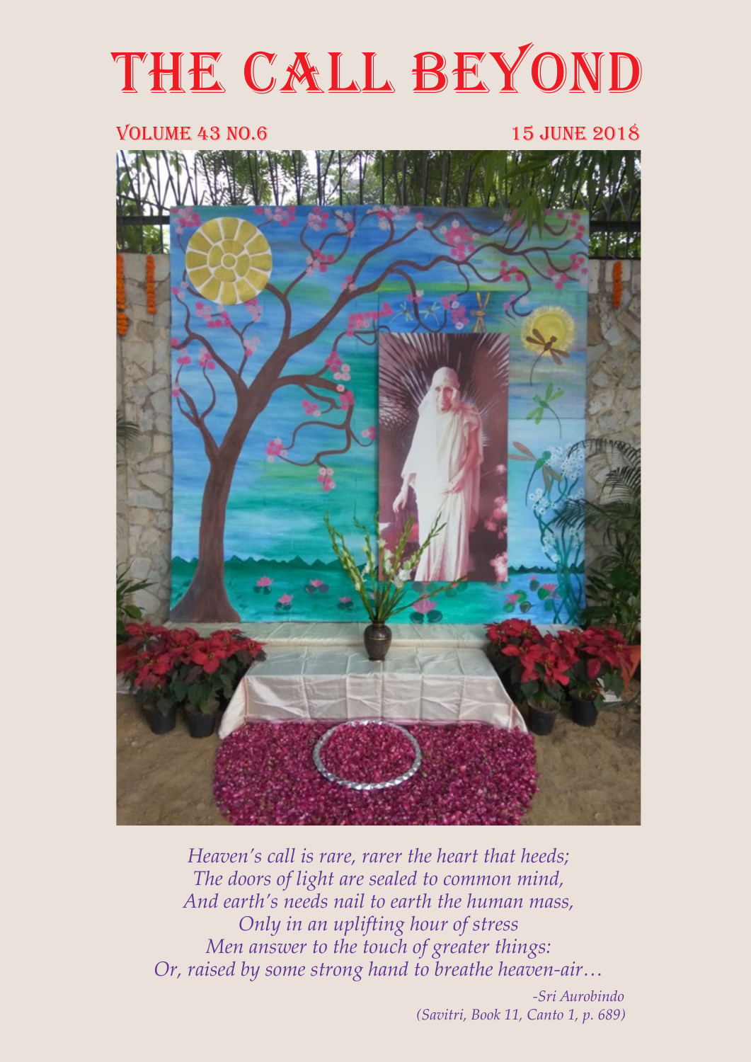# THE CALL BEYOND

VOLUME 43 NO.6 15 JUNE 2018

*Heaven's call is rare, rarer the heart that heeds;*
*The doors of light are sealed to common mind,*
*And earth's needs nail to earth the human mass,*
*Only in an uplifting hour of stress*
*Men answer to the touch of greater things:*
*Or, raised by some strong hand to breathe heaven-air…*

*-Sri Aurobindo*
*(Savitri, Book 11, Canto 1, p. 689)*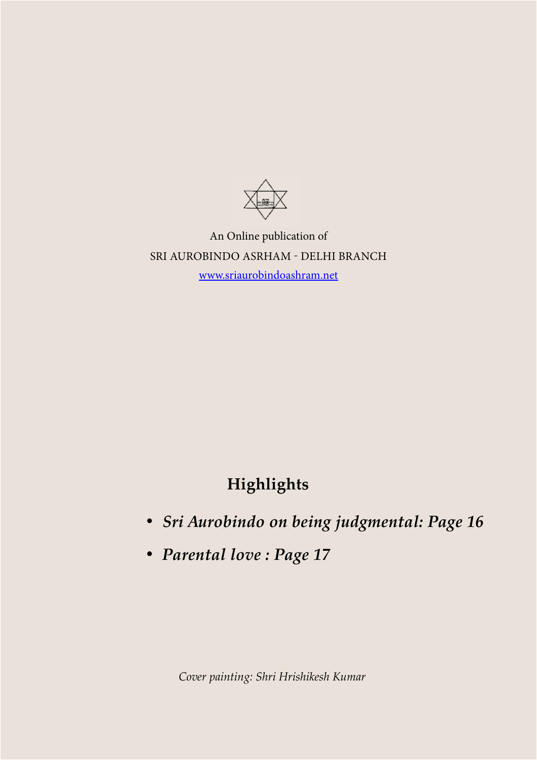An Online publication of

SRI AUROBINDO ASRHAM - DELHI BRANCH

[www.sriaurobindoashram.net](http://www.sriaurobindoashram.net)

## Highlights

- ***Sri Aurobindo on being judgmental: Page 16***
- ***Parental love : Page 17***

*Cover painting: Shri Hrishikesh Kumar*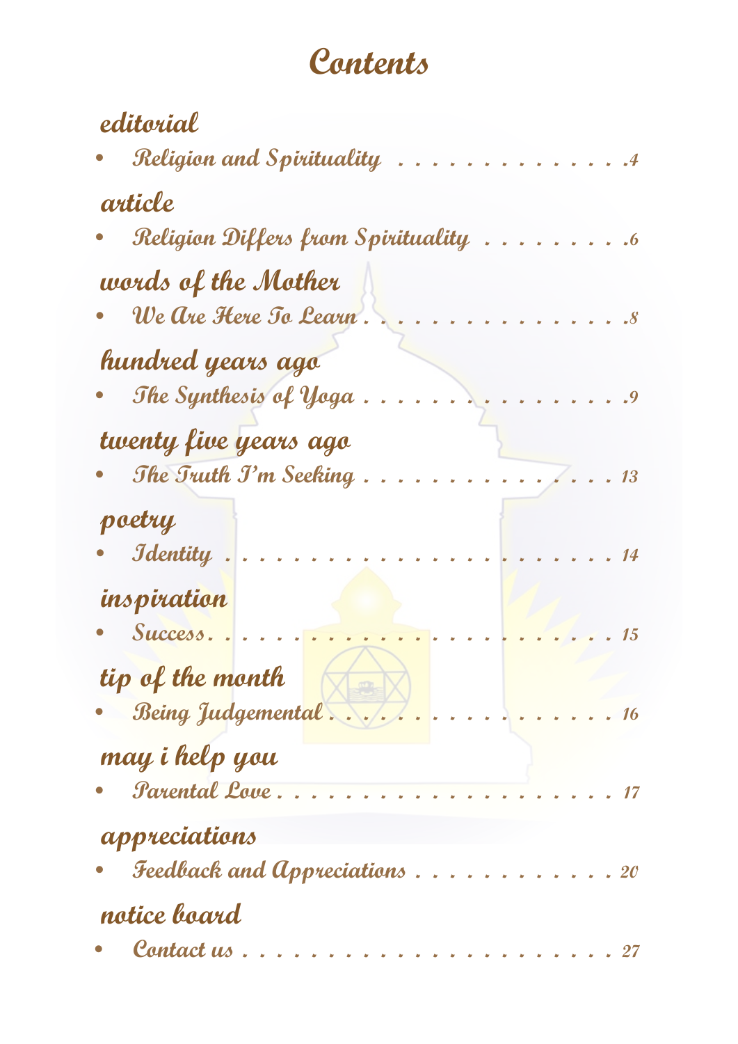# Contents

## editorial

- Religion and Spirituality . . . . . . . . . . . . . . . 4

## article

- Religion Differs from Spirituality . . . . . . . . . 6

## words of the Mother

- We Are Here To Learn . . . . . . . . . . . . . . . . 8

## hundred years ago

- The Synthesis of Yoga . . . . . . . . . . . . . . . . 9

## twenty five years ago

- The Truth I'm Seeking . . . . . . . . . . . . . . . 13

## poetry

- Identity . . . . . . . . . . . . . . . . . . . . . . . . 14

## inspiration

- Success . . . . . . . . . . . . . . . . . . . . . . . . 15

## tip of the month

- Being Judgemental . . . . . . . . . . . . . . . . . . 16

## may i help you

- Parental Love . . . . . . . . . . . . . . . . . . . . . 17

## appreciations

- Feedback and Appreciations . . . . . . . . . . . . 20

## notice board

- Contact us . . . . . . . . . . . . . . . . . . . . . . . 27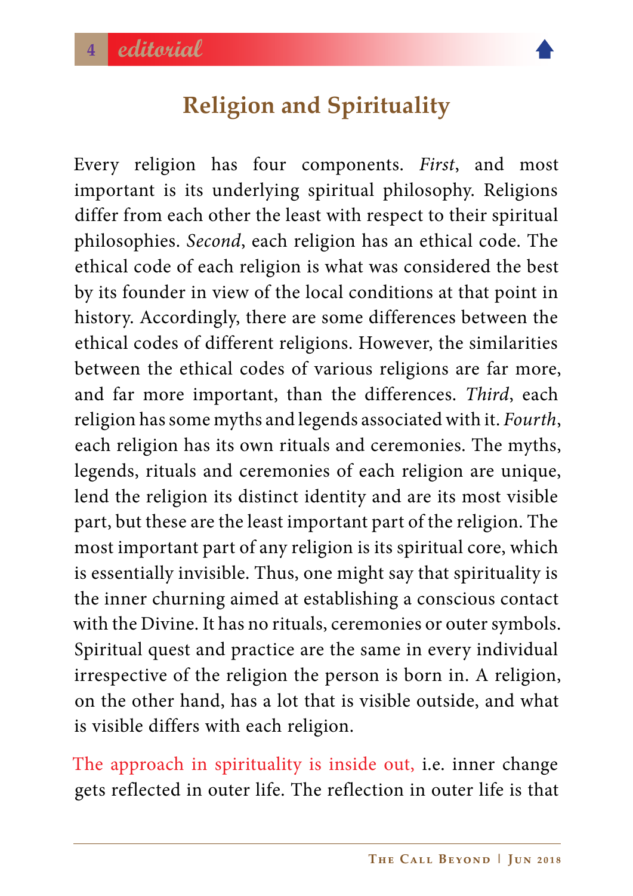# Religion and Spirituality

Every religion has four components. *First*, and most important is its underlying spiritual philosophy. Religions differ from each other the least with respect to their spiritual philosophies. *Second*, each religion has an ethical code. The ethical code of each religion is what was considered the best by its founder in view of the local conditions at that point in history. Accordingly, there are some differences between the ethical codes of different religions. However, the similarities between the ethical codes of various religions are far more, and far more important, than the differences. *Third*, each religion has some myths and legends associated with it. *Fourth*, each religion has its own rituals and ceremonies. The myths, legends, rituals and ceremonies of each religion are unique, lend the religion its distinct identity and are its most visible part, but these are the least important part of the religion. The most important part of any religion is its spiritual core, which is essentially invisible. Thus, one might say that spirituality is the inner churning aimed at establishing a conscious contact with the Divine. It has no rituals, ceremonies or outer symbols. Spiritual quest and practice are the same in every individual irrespective of the religion the person is born in. A religion, on the other hand, has a lot that is visible outside, and what is visible differs with each religion.

The approach in spirituality is inside out, i.e. inner change gets reflected in outer life. The reflection in outer life is that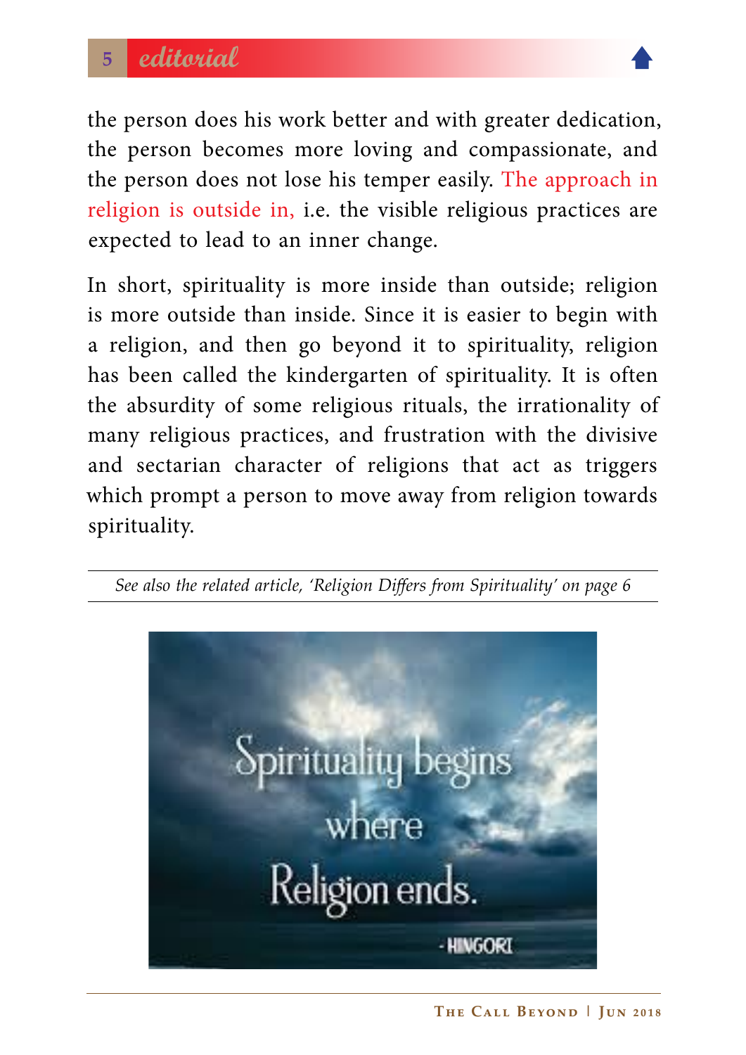the person does his work better and with greater dedication, the person becomes more loving and compassionate, and the person does not lose his temper easily. The approach in religion is outside in, i.e. the visible religious practices are expected to lead to an inner change.

In short, spirituality is more inside than outside; religion is more outside than inside. Since it is easier to begin with a religion, and then go beyond it to spirituality, religion has been called the kindergarten of spirituality. It is often the absurdity of some religious rituals, the irrationality of many religious practices, and frustration with the divisive and sectarian character of religions that act as triggers which prompt a person to move away from religion towards spirituality.

---

*See also the related article, 'Religion Differs from Spirituality' on page 6*

---

Spirituality begins where Religion ends.

- HINGORI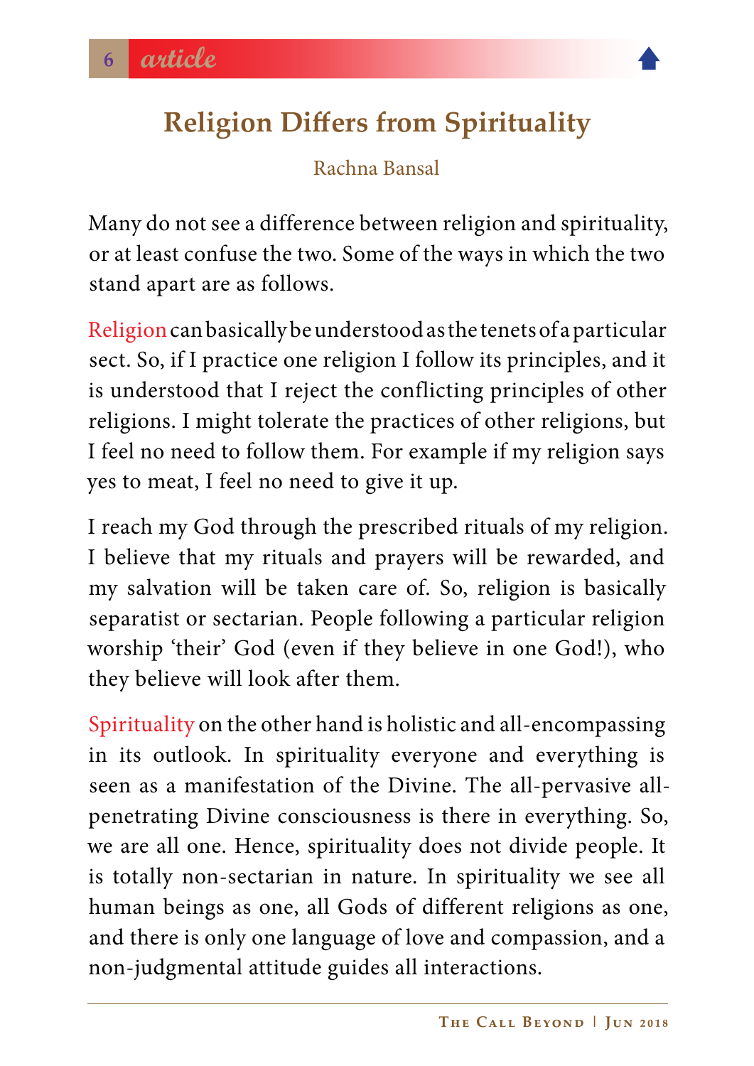# Religion Differs from Spirituality

Rachna Bansal

Many do not see a difference between religion and spirituality, or at least confuse the two. Some of the ways in which the two stand apart are as follows.

Religion can basically be understood as the tenets of a particular sect. So, if I practice one religion I follow its principles, and it is understood that I reject the conflicting principles of other religions. I might tolerate the practices of other religions, but I feel no need to follow them. For example if my religion says yes to meat, I feel no need to give it up.

I reach my God through the prescribed rituals of my religion. I believe that my rituals and prayers will be rewarded, and my salvation will be taken care of. So, religion is basically separatist or sectarian. People following a particular religion worship 'their' God (even if they believe in one God!), who they believe will look after them.

Spirituality on the other hand is holistic and all-encompassing in its outlook. In spirituality everyone and everything is seen as a manifestation of the Divine. The all-pervasive all-penetrating Divine consciousness is there in everything. So, we are all one. Hence, spirituality does not divide people. It is totally non-sectarian in nature. In spirituality we see all human beings as one, all Gods of different religions as one, and there is only one language of love and compassion, and a non-judgmental attitude guides all interactions.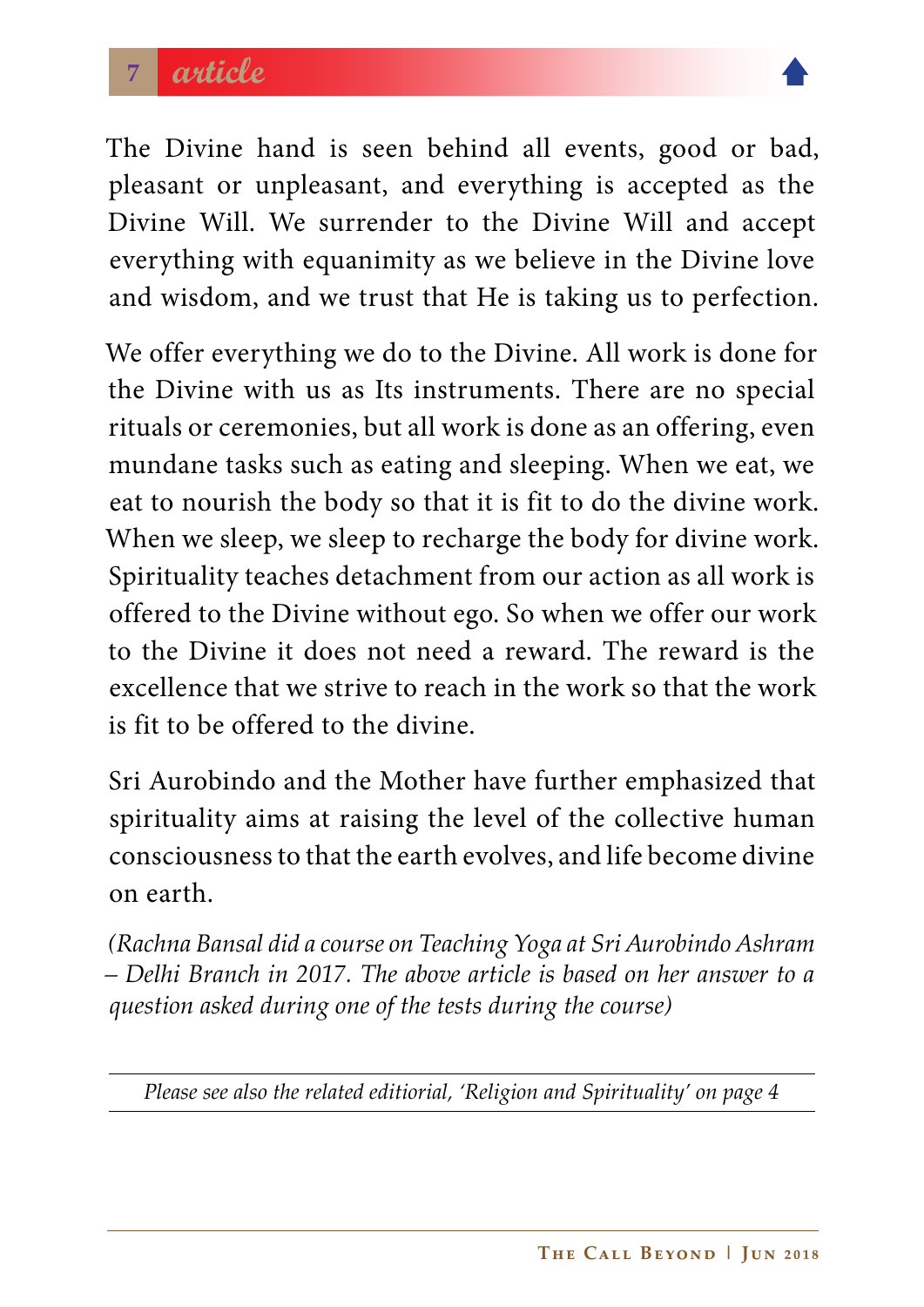The Divine hand is seen behind all events, good or bad, pleasant or unpleasant, and everything is accepted as the Divine Will. We surrender to the Divine Will and accept everything with equanimity as we believe in the Divine love and wisdom, and we trust that He is taking us to perfection.

We offer everything we do to the Divine. All work is done for the Divine with us as Its instruments. There are no special rituals or ceremonies, but all work is done as an offering, even mundane tasks such as eating and sleeping. When we eat, we eat to nourish the body so that it is fit to do the divine work. When we sleep, we sleep to recharge the body for divine work. Spirituality teaches detachment from our action as all work is offered to the Divine without ego. So when we offer our work to the Divine it does not need a reward. The reward is the excellence that we strive to reach in the work so that the work is fit to be offered to the divine.

Sri Aurobindo and the Mother have further emphasized that spirituality aims at raising the level of the collective human consciousness to that the earth evolves, and life become divine on earth.

*(Rachna Bansal did a course on Teaching Yoga at Sri Aurobindo Ashram – Delhi Branch in 2017. The above article is based on her answer to a question asked during one of the tests during the course)*

---

*Please see also the related editiorial, 'Religion and Spirituality' on page 4*

---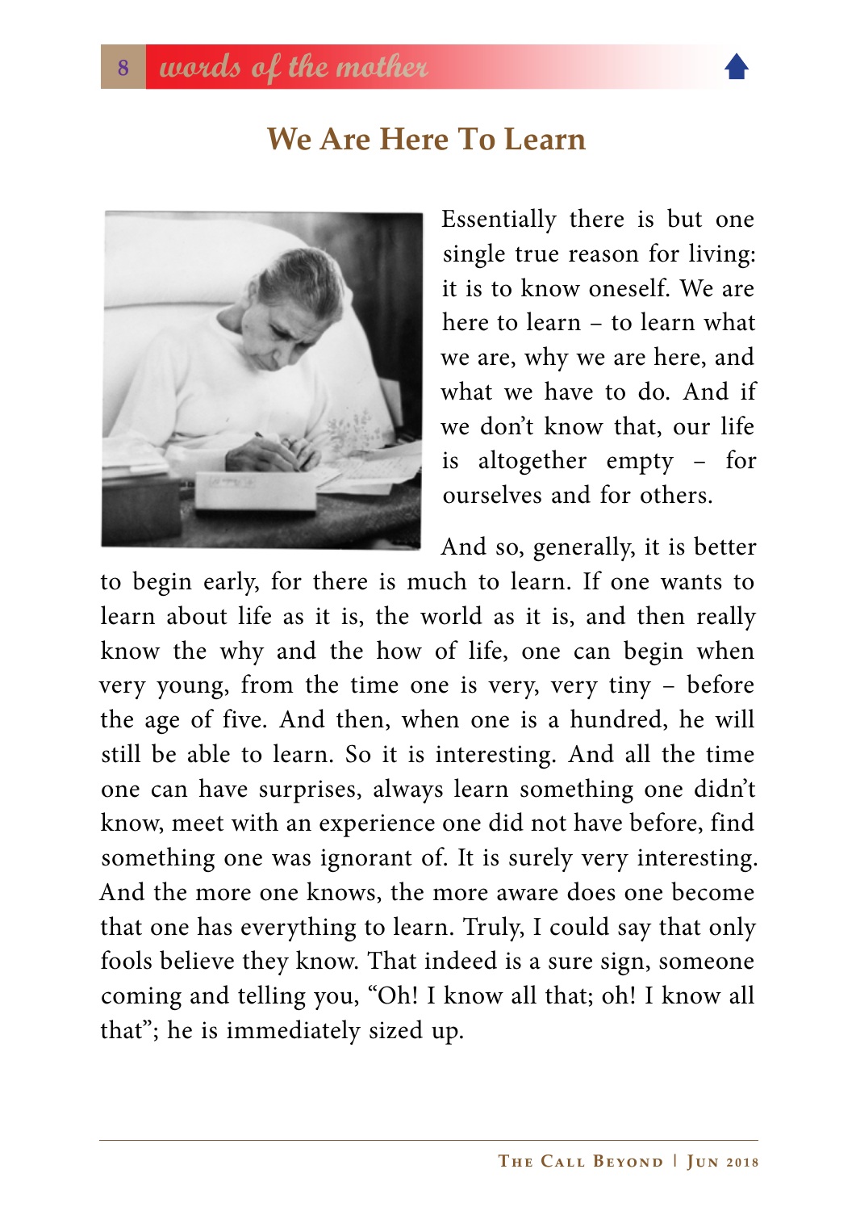## We Are Here To Learn

Essentially there is but one single true reason for living: it is to know oneself. We are here to learn – to learn what we are, why we are here, and what we have to do. And if we don't know that, our life is altogether empty – for ourselves and for others.

And so, generally, it is better to begin early, for there is much to learn. If one wants to learn about life as it is, the world as it is, and then really know the why and the how of life, one can begin when very young, from the time one is very, very tiny – before the age of five. And then, when one is a hundred, he will still be able to learn. So it is interesting. And all the time one can have surprises, always learn something one didn't know, meet with an experience one did not have before, find something one was ignorant of. It is surely very interesting. And the more one knows, the more aware does one become that one has everything to learn. Truly, I could say that only fools believe they know. That indeed is a sure sign, someone coming and telling you, "Oh! I know all that; oh! I know all that"; he is immediately sized up.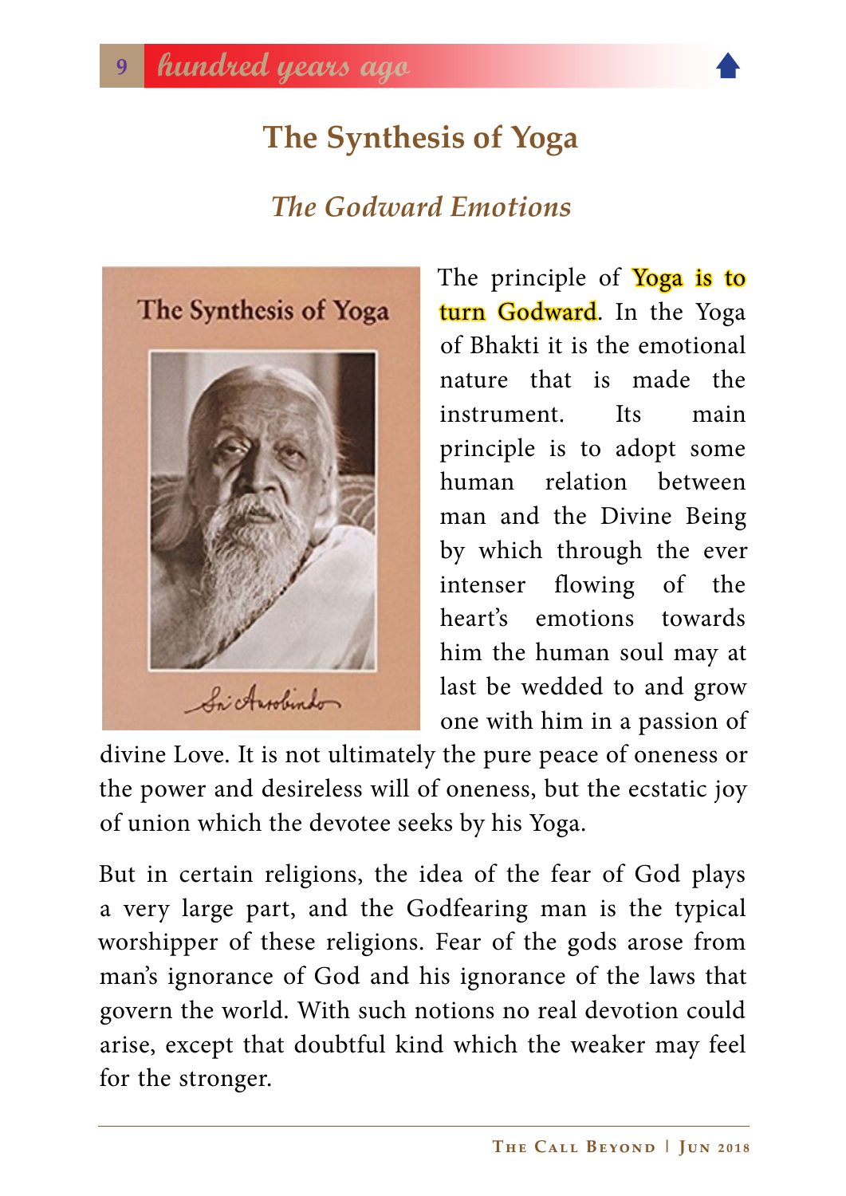# The Synthesis of Yoga

## *The Godward Emotions*

The principle of Yoga is to turn Godward. In the Yoga of Bhakti it is the emotional nature that is made the instrument. Its main principle is to adopt some human relation between man and the Divine Being by which through the ever intenser flowing of the heart's emotions towards him the human soul may at last be wedded to and grow one with him in a passion of divine Love. It is not ultimately the pure peace of oneness or the power and desireless will of oneness, but the ecstatic joy of union which the devotee seeks by his Yoga.

But in certain religions, the idea of the fear of God plays a very large part, and the Godfearing man is the typical worshipper of these religions. Fear of the gods arose from man's ignorance of God and his ignorance of the laws that govern the world. With such notions no real devotion could arise, except that doubtful kind which the weaker may feel for the stronger.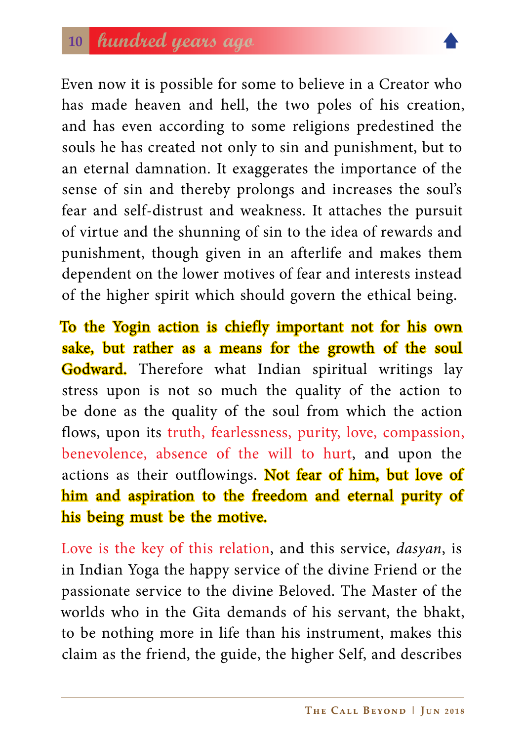Even now it is possible for some to believe in a Creator who has made heaven and hell, the two poles of his creation, and has even according to some religions predestined the souls he has created not only to sin and punishment, but to an eternal damnation. It exaggerates the importance of the sense of sin and thereby prolongs and increases the soul's fear and self-distrust and weakness. It attaches the pursuit of virtue and the shunning of sin to the idea of rewards and punishment, though given in an afterlife and makes them dependent on the lower motives of fear and interests instead of the higher spirit which should govern the ethical being.

**To the Yogin action is chiefly important not for his own sake, but rather as a means for the growth of the soul Godward.** Therefore what Indian spiritual writings lay stress upon is not so much the quality of the action to be done as the quality of the soul from which the action flows, upon its truth, fearlessness, purity, love, compassion, benevolence, absence of the will to hurt, and upon the actions as their outflowings. **Not fear of him, but love of him and aspiration to the freedom and eternal purity of his being must be the motive.**

Love is the key of this relation, and this service, *dasyan*, is in Indian Yoga the happy service of the divine Friend or the passionate service to the divine Beloved. The Master of the worlds who in the Gita demands of his servant, the bhakt, to be nothing more in life than his instrument, makes this claim as the friend, the guide, the higher Self, and describes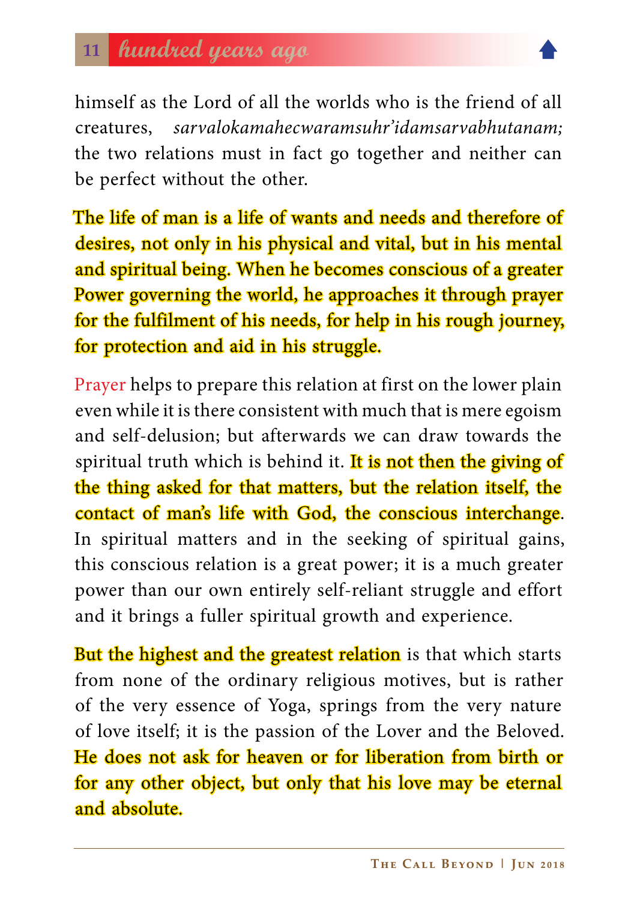himself as the Lord of all the worlds who is the friend of all creatures, *sarvalokamahecwaramsuhr'idamsarvabhutanam;* the two relations must in fact go together and neither can be perfect without the other.

**The life of man is a life of wants and needs and therefore of desires, not only in his physical and vital, but in his mental and spiritual being. When he becomes conscious of a greater Power governing the world, he approaches it through prayer for the fulfilment of his needs, for help in his rough journey, for protection and aid in his struggle.**

Prayer helps to prepare this relation at first on the lower plain even while it is there consistent with much that is mere egoism and self-delusion; but afterwards we can draw towards the spiritual truth which is behind it. **It is not then the giving of the thing asked for that matters, but the relation itself, the contact of man's life with God, the conscious interchange**. In spiritual matters and in the seeking of spiritual gains, this conscious relation is a great power; it is a much greater power than our own entirely self-reliant struggle and effort and it brings a fuller spiritual growth and experience.

**But the highest and the greatest relation** is that which starts from none of the ordinary religious motives, but is rather of the very essence of Yoga, springs from the very nature of love itself; it is the passion of the Lover and the Beloved. **He does not ask for heaven or for liberation from birth or for any other object, but only that his love may be eternal and absolute.**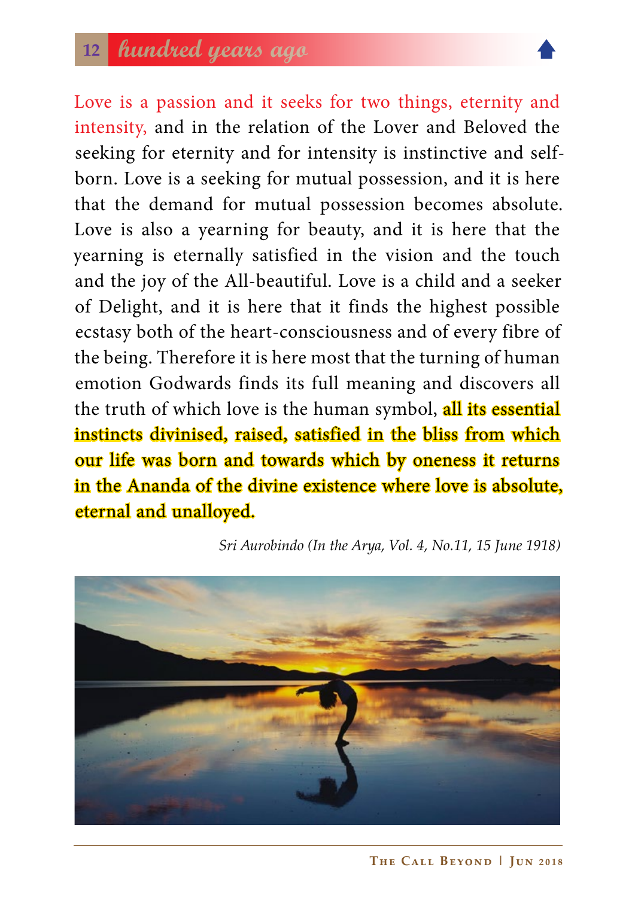## hundred years ago

Love is a passion and it seeks for two things, eternity and intensity, and in the relation of the Lover and Beloved the seeking for eternity and for intensity is instinctive and self-born. Love is a seeking for mutual possession, and it is here that the demand for mutual possession becomes absolute. Love is also a yearning for beauty, and it is here that the yearning is eternally satisfied in the vision and the touch and the joy of the All-beautiful. Love is a child and a seeker of Delight, and it is here that it finds the highest possible ecstasy both of the heart-consciousness and of every fibre of the being. Therefore it is here most that the turning of human emotion Godwards finds its full meaning and discovers all the truth of which love is the human symbol, **all its essential instincts divinised, raised, satisfied in the bliss from which our life was born and towards which by oneness it returns in the Ananda of the divine existence where love is absolute, eternal and unalloyed.**

*Sri Aurobindo (In the Arya, Vol. 4, No.11, 15 June 1918)*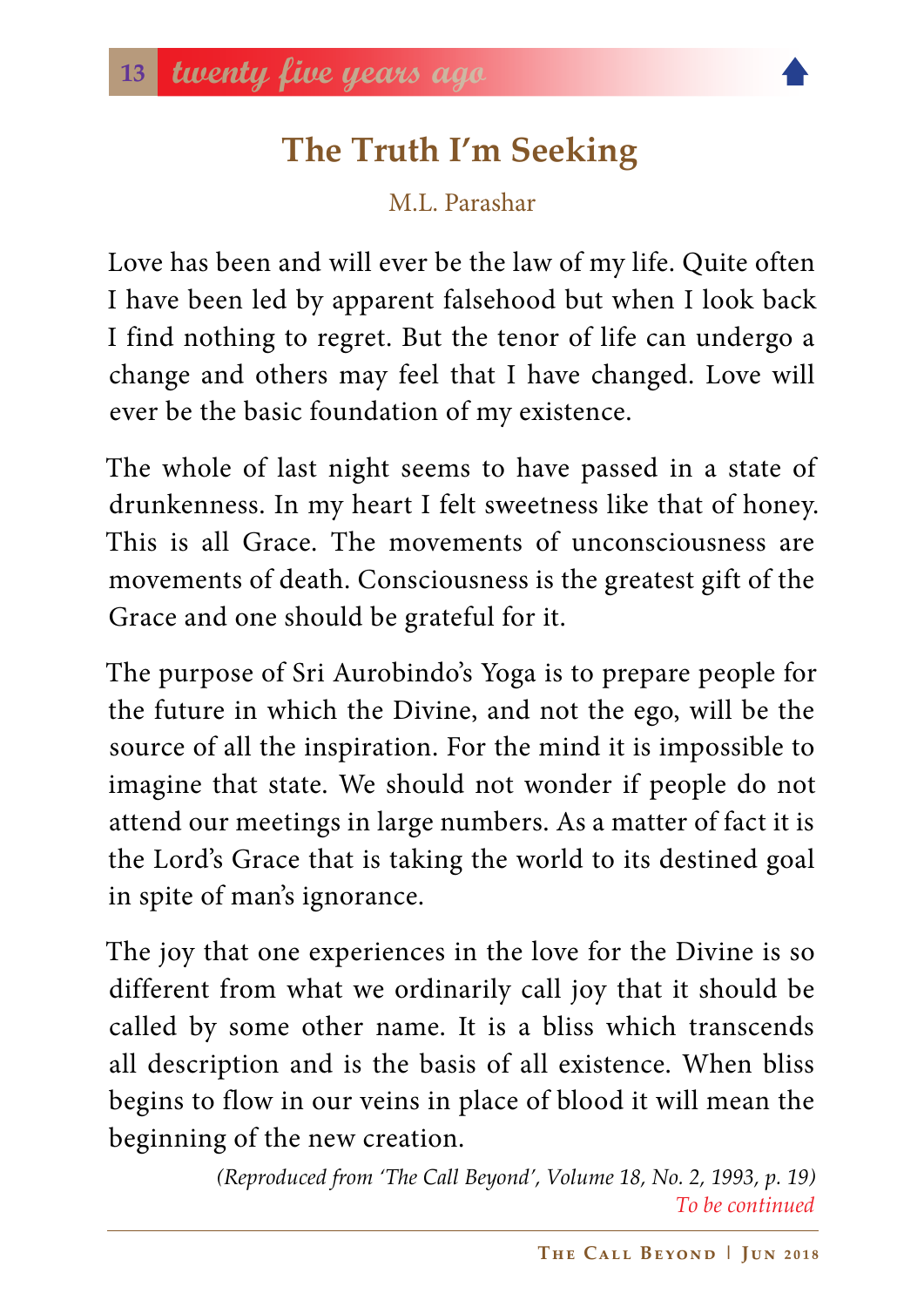# The Truth I'm Seeking

M.L. Parashar

Love has been and will ever be the law of my life. Quite often I have been led by apparent falsehood but when I look back I find nothing to regret. But the tenor of life can undergo a change and others may feel that I have changed. Love will ever be the basic foundation of my existence.

The whole of last night seems to have passed in a state of drunkenness. In my heart I felt sweetness like that of honey. This is all Grace. The movements of unconsciousness are movements of death. Consciousness is the greatest gift of the Grace and one should be grateful for it.

The purpose of Sri Aurobindo's Yoga is to prepare people for the future in which the Divine, and not the ego, will be the source of all the inspiration. For the mind it is impossible to imagine that state. We should not wonder if people do not attend our meetings in large numbers. As a matter of fact it is the Lord's Grace that is taking the world to its destined goal in spite of man's ignorance.

The joy that one experiences in the love for the Divine is so different from what we ordinarily call joy that it should be called by some other name. It is a bliss which transcends all description and is the basis of all existence. When bliss begins to flow in our veins in place of blood it will mean the beginning of the new creation.

*(Reproduced from 'The Call Beyond', Volume 18, No. 2, 1993, p. 19)*

*To be continued*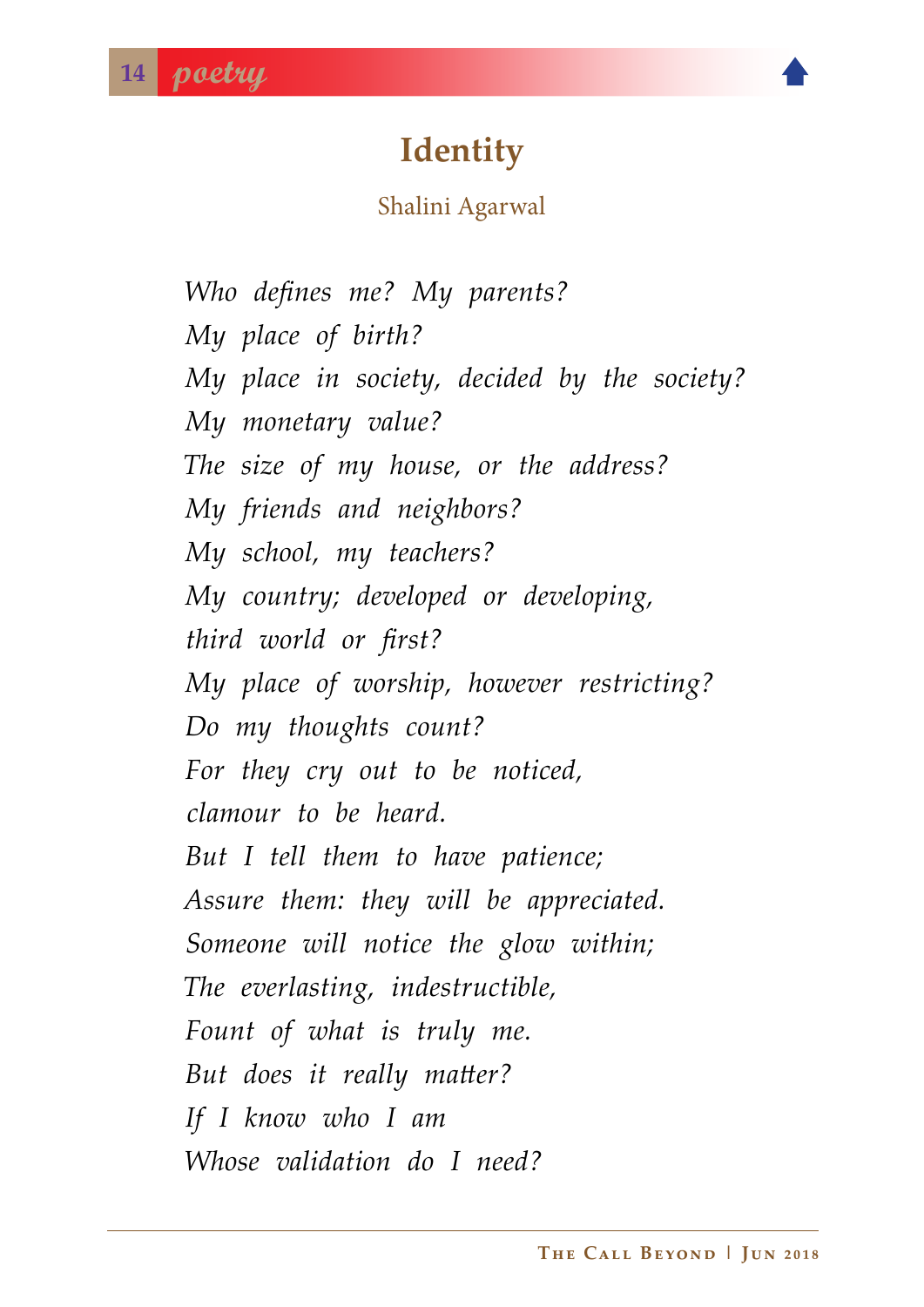# Identity

Shalini Agarwal

*Who defines me? My parents?*
*My place of birth?*
*My place in society, decided by the society?*
*My monetary value?*
*The size of my house, or the address?*
*My friends and neighbors?*
*My school, my teachers?*
*My country; developed or developing,*
*third world or first?*
*My place of worship, however restricting?*
*Do my thoughts count?*
*For they cry out to be noticed,*
*clamour to be heard.*
*But I tell them to have patience;*
*Assure them: they will be appreciated.*
*Someone will notice the glow within;*
*The everlasting, indestructible,*
*Fount of what is truly me.*
*But does it really matter?*
*If I know who I am*
*Whose validation do I need?*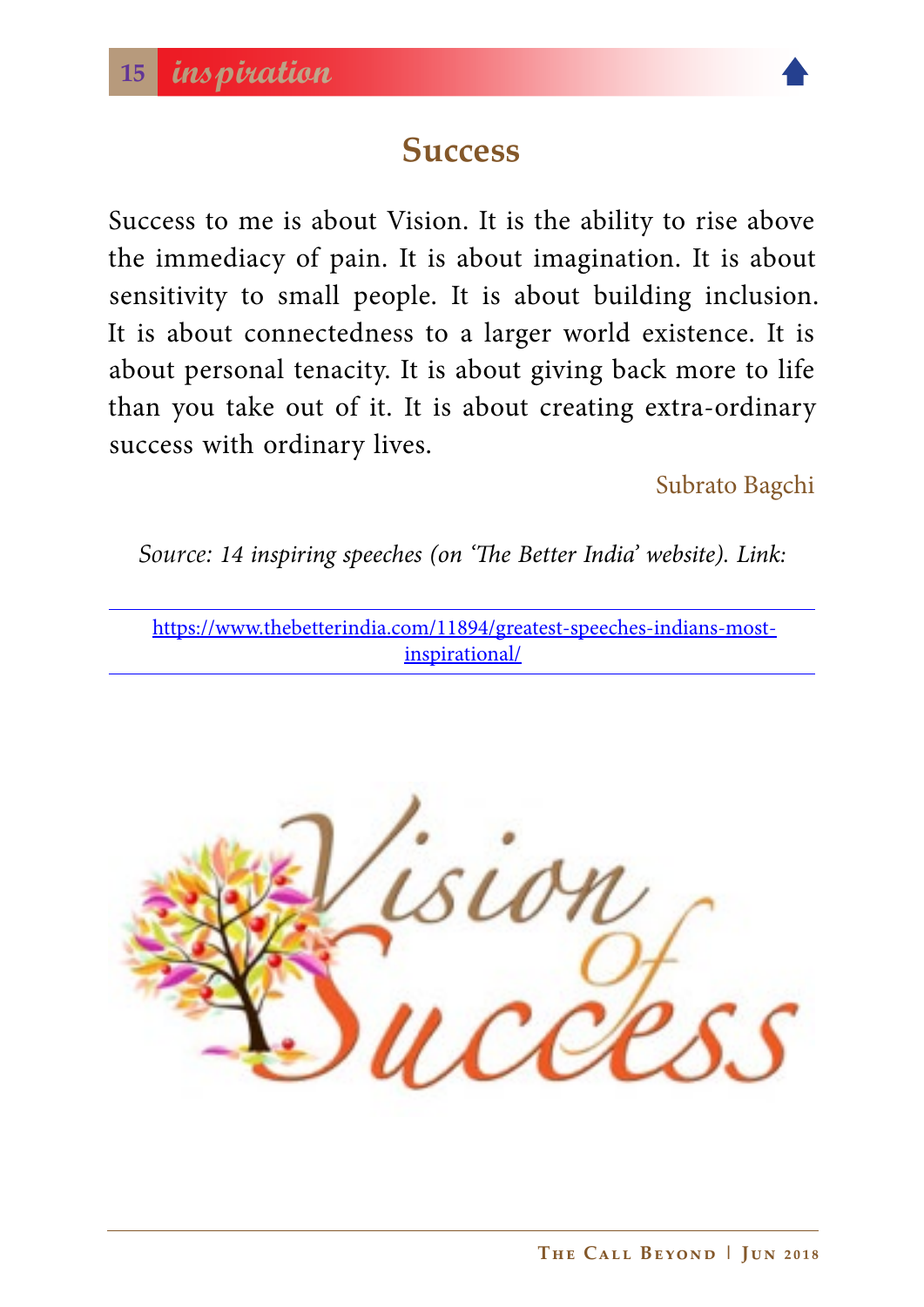# Success

Success to me is about Vision. It is the ability to rise above the immediacy of pain. It is about imagination. It is about sensitivity to small people. It is about building inclusion. It is about connectedness to a larger world existence. It is about personal tenacity. It is about giving back more to life than you take out of it. It is about creating extra-ordinary success with ordinary lives.

Subrato Bagchi

*Source: 14 inspiring speeches (on 'The Better India' website). Link:*

https://www.thebetterindia.com/11894/greatest-speeches-indians-most-inspirational/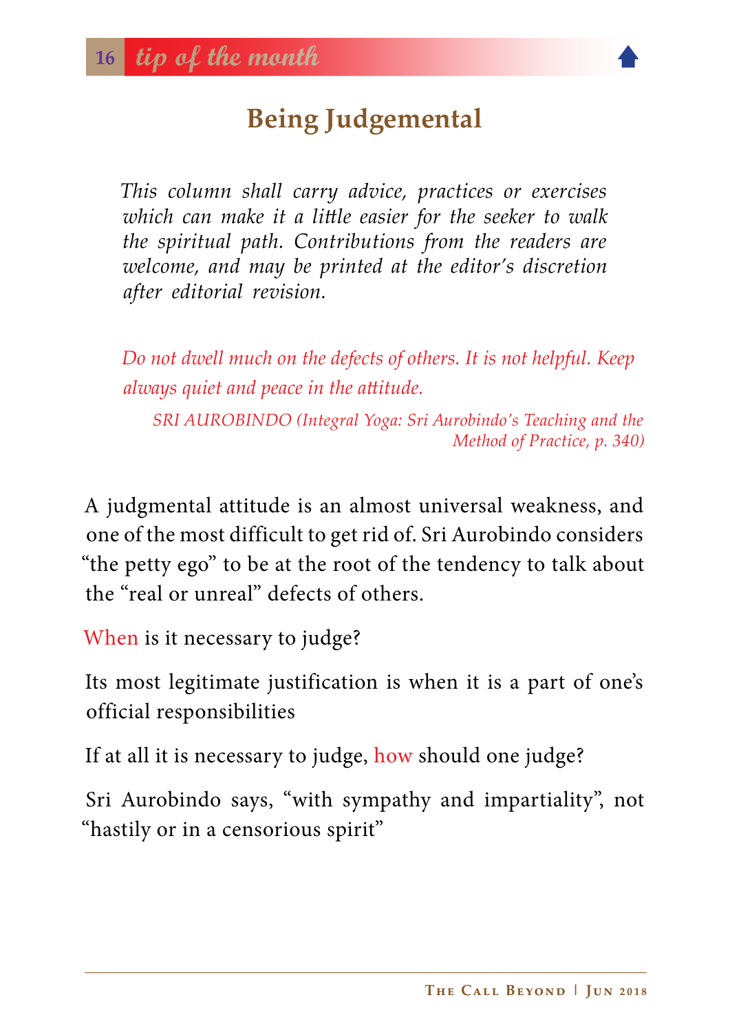# Being Judgemental

*This column shall carry advice, practices or exercises which can make it a little easier for the seeker to walk the spiritual path. Contributions from the readers are welcome, and may be printed at the editor's discretion after editorial revision.*

*Do not dwell much on the defects of others. It is not helpful. Keep always quiet and peace in the attitude.*

*SRI AUROBINDO (Integral Yoga: Sri Aurobindo's Teaching and the Method of Practice, p. 340)*

A judgmental attitude is an almost universal weakness, and one of the most difficult to get rid of. Sri Aurobindo considers "the petty ego" to be at the root of the tendency to talk about the "real or unreal" defects of others.

When is it necessary to judge?

Its most legitimate justification is when it is a part of one's official responsibilities

If at all it is necessary to judge, how should one judge?

Sri Aurobindo says, "with sympathy and impartiality", not "hastily or in a censorious spirit"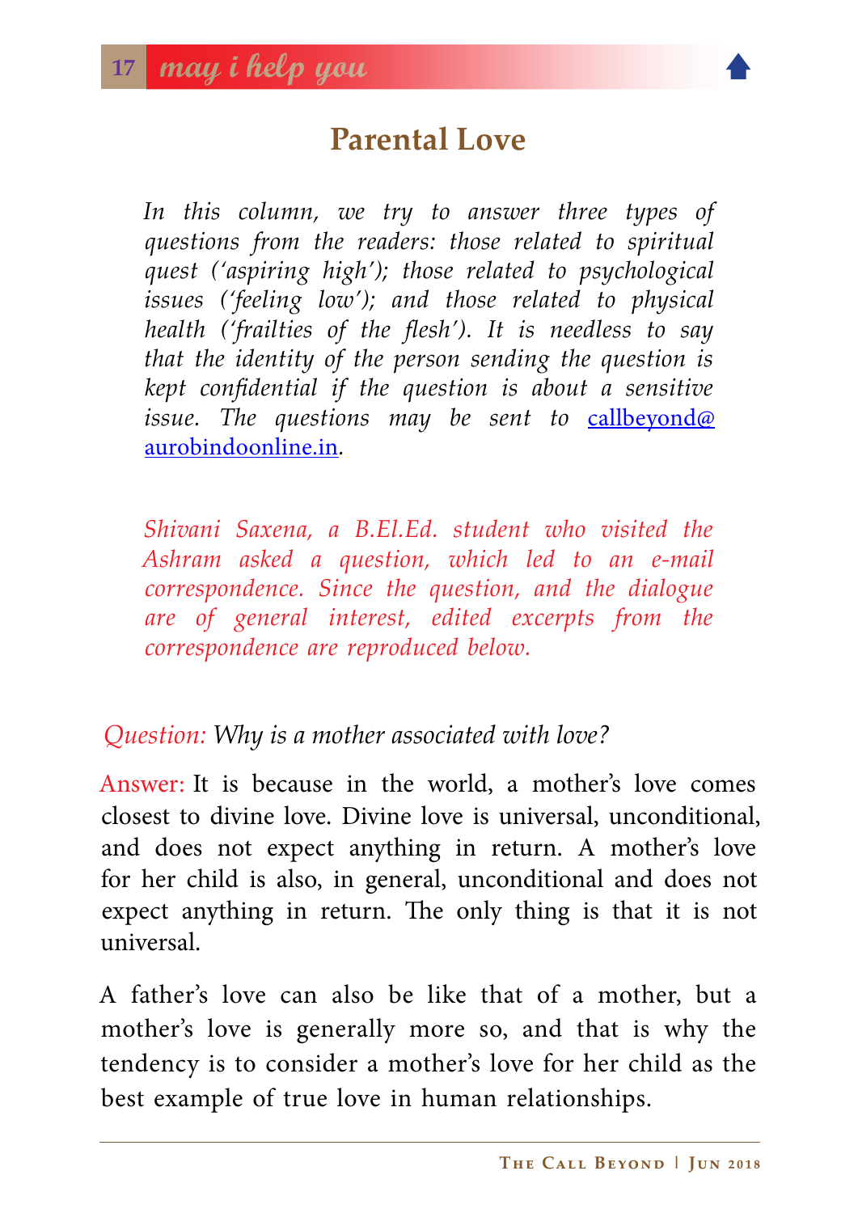# Parental Love

*In this column, we try to answer three types of questions from the readers: those related to spiritual quest ('aspiring high'); those related to psychological issues ('feeling low'); and those related to physical health ('frailties of the flesh'). It is needless to say that the identity of the person sending the question is kept confidential if the question is about a sensitive issue. The questions may be sent to [callbeyond@aurobindoonline.in](mailto:callbeyond@aurobindoonline.in).*

*Shivani Saxena, a B.El.Ed. student who visited the Ashram asked a question, which led to an e-mail correspondence. Since the question, and the dialogue are of general interest, edited excerpts from the correspondence are reproduced below.*

*Question: Why is a mother associated with love?*

Answer: It is because in the world, a mother's love comes closest to divine love. Divine love is universal, unconditional, and does not expect anything in return. A mother's love for her child is also, in general, unconditional and does not expect anything in return. The only thing is that it is not universal.

A father's love can also be like that of a mother, but a mother's love is generally more so, and that is why the tendency is to consider a mother's love for her child as the best example of true love in human relationships.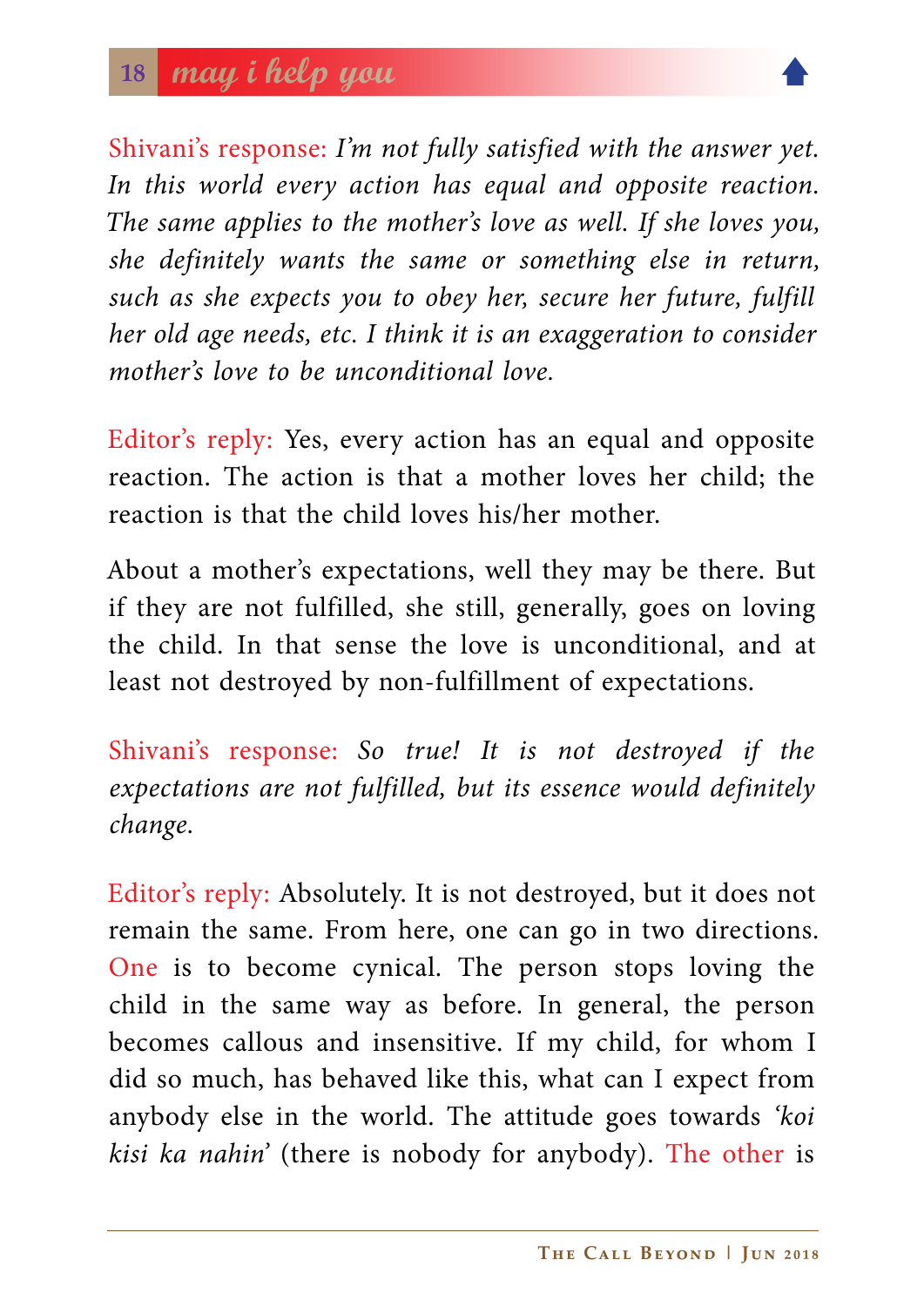Shivani's response: *I'm not fully satisfied with the answer yet. In this world every action has equal and opposite reaction. The same applies to the mother's love as well. If she loves you, she definitely wants the same or something else in return, such as she expects you to obey her, secure her future, fulfill her old age needs, etc. I think it is an exaggeration to consider mother's love to be unconditional love.*

Editor's reply: Yes, every action has an equal and opposite reaction. The action is that a mother loves her child; the reaction is that the child loves his/her mother.

About a mother's expectations, well they may be there. But if they are not fulfilled, she still, generally, goes on loving the child. In that sense the love is unconditional, and at least not destroyed by non-fulfillment of expectations.

Shivani's response: *So true! It is not destroyed if the expectations are not fulfilled, but its essence would definitely change.*

Editor's reply: Absolutely. It is not destroyed, but it does not remain the same. From here, one can go in two directions. One is to become cynical. The person stops loving the child in the same way as before. In general, the person becomes callous and insensitive. If my child, for whom I did so much, has behaved like this, what can I expect from anybody else in the world. The attitude goes towards *'koi kisi ka nahin'* (there is nobody for anybody). The other is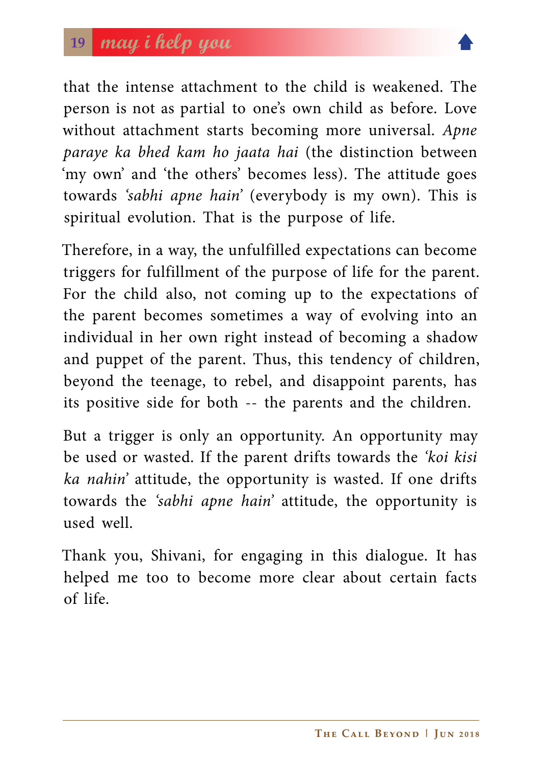that the intense attachment to the child is weakened. The person is not as partial to one's own child as before. Love without attachment starts becoming more universal. *Apne paraye ka bhed kam ho jaata hai* (the distinction between 'my own' and 'the others' becomes less). The attitude goes towards '*sabhi apne hain*' (everybody is my own). This is spiritual evolution. That is the purpose of life.

Therefore, in a way, the unfulfilled expectations can become triggers for fulfillment of the purpose of life for the parent. For the child also, not coming up to the expectations of the parent becomes sometimes a way of evolving into an individual in her own right instead of becoming a shadow and puppet of the parent. Thus, this tendency of children, beyond the teenage, to rebel, and disappoint parents, has its positive side for both -- the parents and the children.

But a trigger is only an opportunity. An opportunity may be used or wasted. If the parent drifts towards the '*koi kisi ka nahin*' attitude, the opportunity is wasted. If one drifts towards the '*sabhi apne hain*' attitude, the opportunity is used well.

Thank you, Shivani, for engaging in this dialogue. It has helped me too to become more clear about certain facts of life.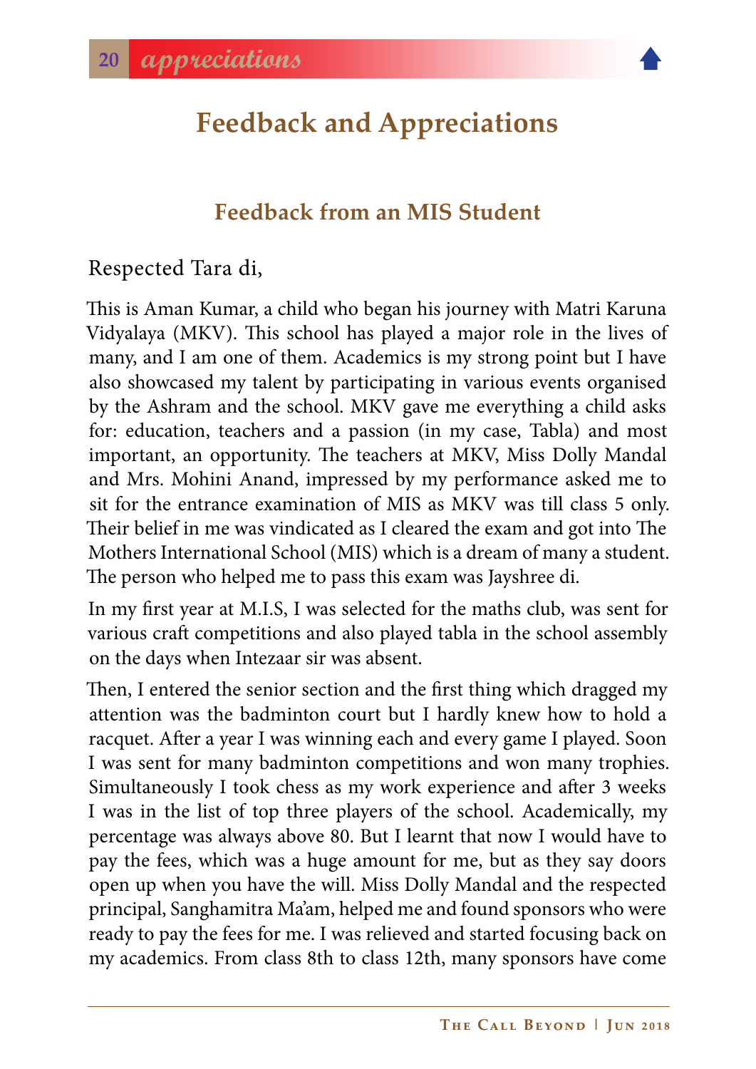# Feedback and Appreciations

## Feedback from an MIS Student

Respected Tara di,

This is Aman Kumar, a child who began his journey with Matri Karuna Vidyalaya (MKV). This school has played a major role in the lives of many, and I am one of them. Academics is my strong point but I have also showcased my talent by participating in various events organised by the Ashram and the school. MKV gave me everything a child asks for: education, teachers and a passion (in my case, Tabla) and most important, an opportunity. The teachers at MKV, Miss Dolly Mandal and Mrs. Mohini Anand, impressed by my performance asked me to sit for the entrance examination of MIS as MKV was till class 5 only. Their belief in me was vindicated as I cleared the exam and got into The Mothers International School (MIS) which is a dream of many a student. The person who helped me to pass this exam was Jayshree di.

In my first year at M.I.S, I was selected for the maths club, was sent for various craft competitions and also played tabla in the school assembly on the days when Intezaar sir was absent.

Then, I entered the senior section and the first thing which dragged my attention was the badminton court but I hardly knew how to hold a racquet. After a year I was winning each and every game I played. Soon I was sent for many badminton competitions and won many trophies. Simultaneously I took chess as my work experience and after 3 weeks I was in the list of top three players of the school. Academically, my percentage was always above 80. But I learnt that now I would have to pay the fees, which was a huge amount for me, but as they say doors open up when you have the will. Miss Dolly Mandal and the respected principal, Sanghamitra Ma'am, helped me and found sponsors who were ready to pay the fees for me. I was relieved and started focusing back on my academics. From class 8th to class 12th, many sponsors have come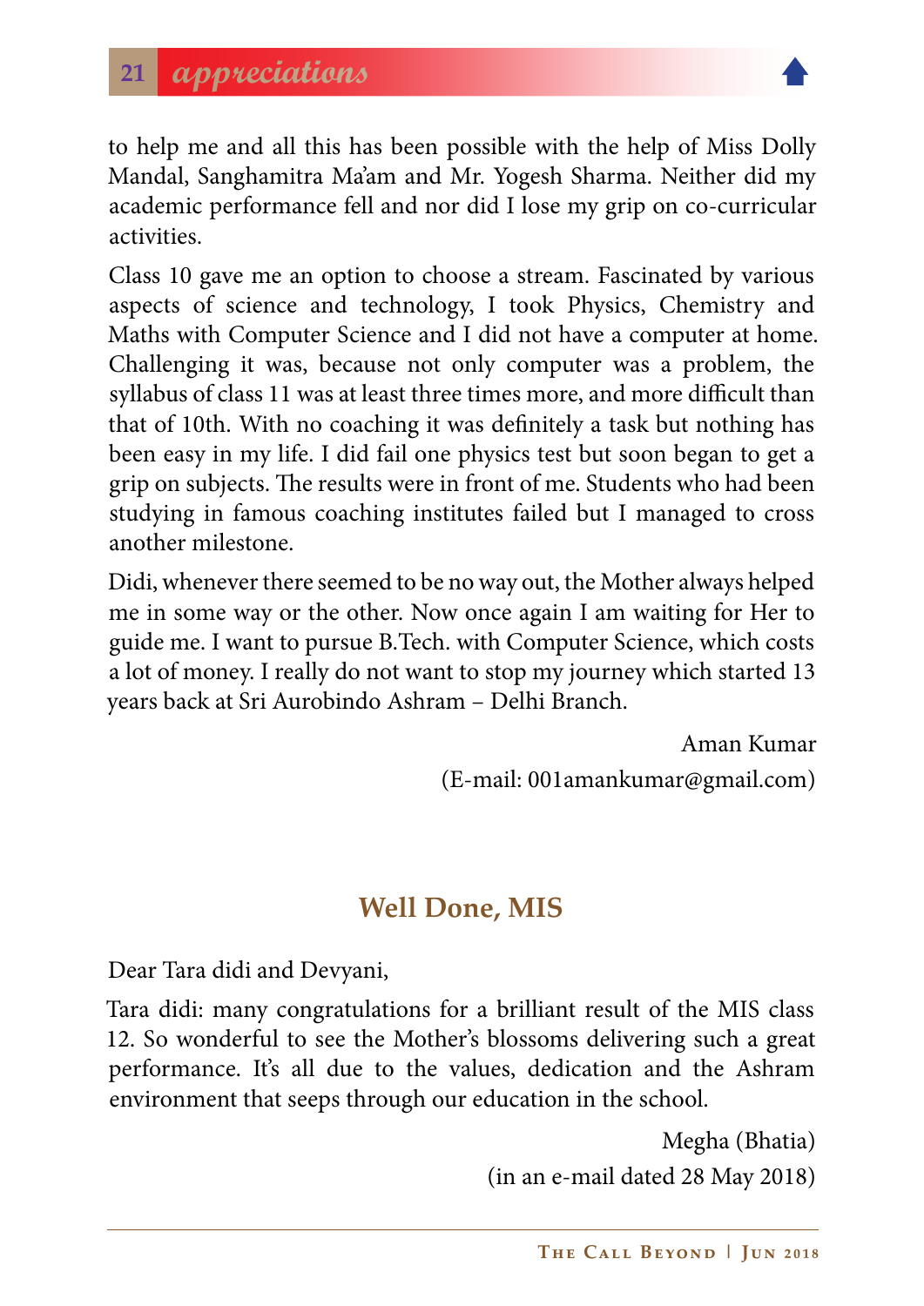to help me and all this has been possible with the help of Miss Dolly Mandal, Sanghamitra Ma'am and Mr. Yogesh Sharma. Neither did my academic performance fell and nor did I lose my grip on co-curricular activities.

Class 10 gave me an option to choose a stream. Fascinated by various aspects of science and technology, I took Physics, Chemistry and Maths with Computer Science and I did not have a computer at home. Challenging it was, because not only computer was a problem, the syllabus of class 11 was at least three times more, and more difficult than that of 10th. With no coaching it was definitely a task but nothing has been easy in my life. I did fail one physics test but soon began to get a grip on subjects. The results were in front of me. Students who had been studying in famous coaching institutes failed but I managed to cross another milestone.

Didi, whenever there seemed to be no way out, the Mother always helped me in some way or the other. Now once again I am waiting for Her to guide me. I want to pursue B.Tech. with Computer Science, which costs a lot of money. I really do not want to stop my journey which started 13 years back at Sri Aurobindo Ashram – Delhi Branch.

Aman Kumar
(E-mail: 001amankumar@gmail.com)

## Well Done, MIS

Dear Tara didi and Devyani,

Tara didi: many congratulations for a brilliant result of the MIS class 12. So wonderful to see the Mother's blossoms delivering such a great performance. It's all due to the values, dedication and the Ashram environment that seeps through our education in the school.

Megha (Bhatia)
(in an e-mail dated 28 May 2018)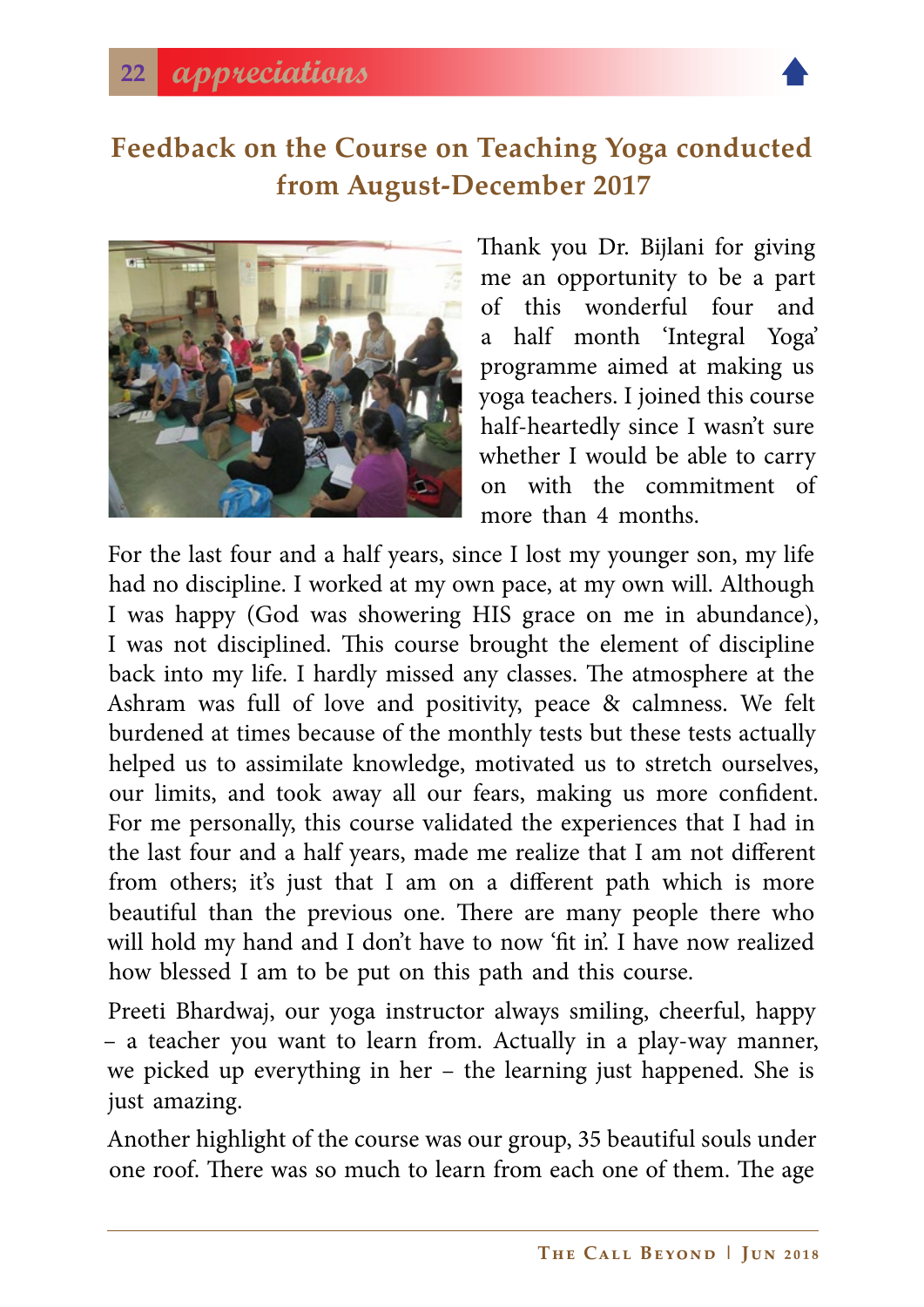## Feedback on the Course on Teaching Yoga conducted from August-December 2017

Thank you Dr. Bijlani for giving me an opportunity to be a part of this wonderful four and a half month 'Integral Yoga' programme aimed at making us yoga teachers. I joined this course half-heartedly since I wasn't sure whether I would be able to carry on with the commitment of more than 4 months.

For the last four and a half years, since I lost my younger son, my life had no discipline. I worked at my own pace, at my own will. Although I was happy (God was showering HIS grace on me in abundance), I was not disciplined. This course brought the element of discipline back into my life. I hardly missed any classes. The atmosphere at the Ashram was full of love and positivity, peace & calmness. We felt burdened at times because of the monthly tests but these tests actually helped us to assimilate knowledge, motivated us to stretch ourselves, our limits, and took away all our fears, making us more confident. For me personally, this course validated the experiences that I had in the last four and a half years, made me realize that I am not different from others; it's just that I am on a different path which is more beautiful than the previous one. There are many people there who will hold my hand and I don't have to now 'fit in'. I have now realized how blessed I am to be put on this path and this course.

Preeti Bhardwaj, our yoga instructor always smiling, cheerful, happy – a teacher you want to learn from. Actually in a play-way manner, we picked up everything in her – the learning just happened. She is just amazing.

Another highlight of the course was our group, 35 beautiful souls under one roof. There was so much to learn from each one of them. The age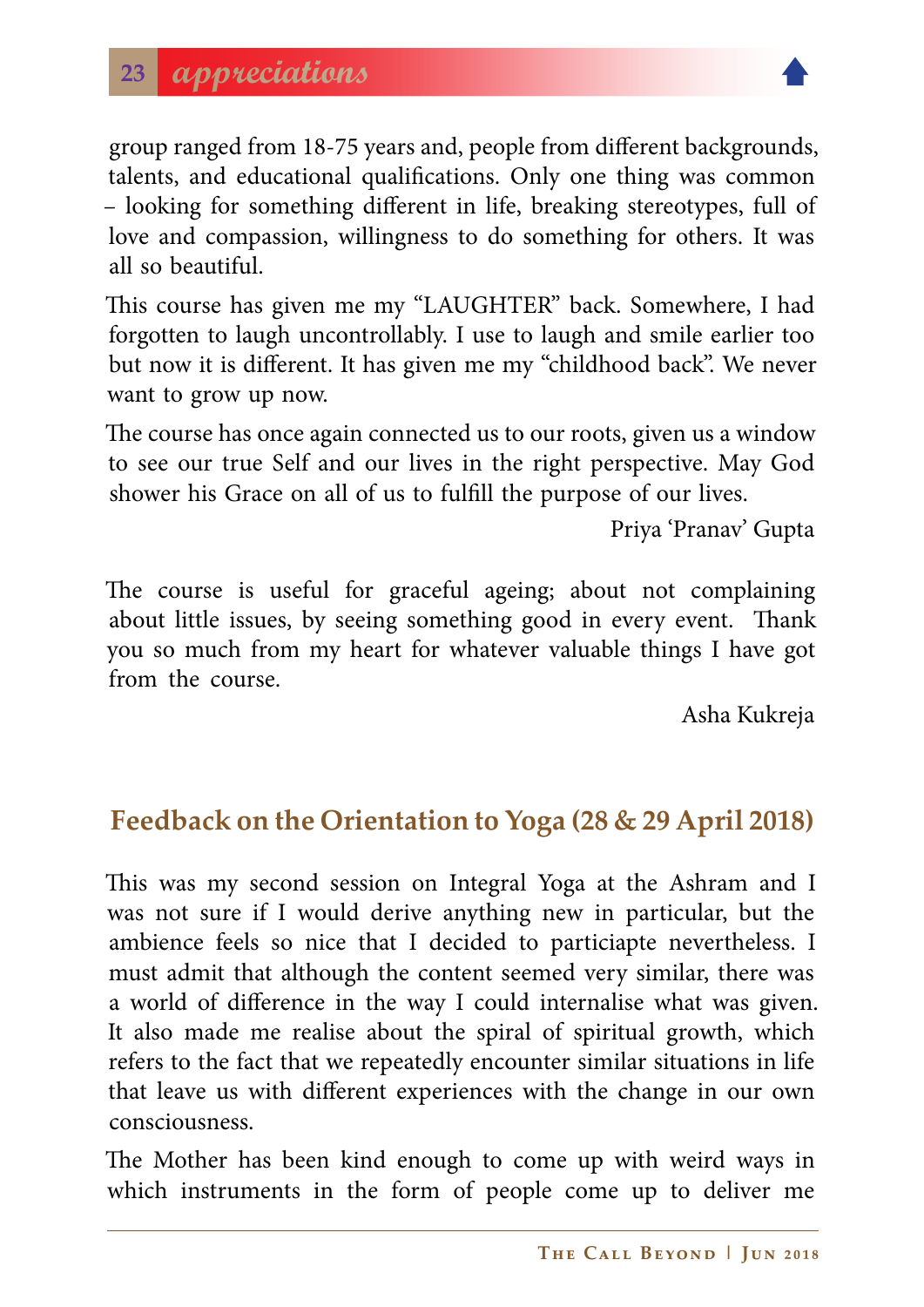group ranged from 18-75 years and, people from different backgrounds, talents, and educational qualifications. Only one thing was common – looking for something different in life, breaking stereotypes, full of love and compassion, willingness to do something for others. It was all so beautiful.

This course has given me my "LAUGHTER" back. Somewhere, I had forgotten to laugh uncontrollably. I use to laugh and smile earlier too but now it is different. It has given me my "childhood back". We never want to grow up now.

The course has once again connected us to our roots, given us a window to see our true Self and our lives in the right perspective. May God shower his Grace on all of us to fulfill the purpose of our lives.

Priya 'Pranav' Gupta

The course is useful for graceful ageing; about not complaining about little issues, by seeing something good in every event. Thank you so much from my heart for whatever valuable things I have got from the course.

Asha Kukreja

## Feedback on the Orientation to Yoga (28 & 29 April 2018)

This was my second session on Integral Yoga at the Ashram and I was not sure if I would derive anything new in particular, but the ambience feels so nice that I decided to particiapte nevertheless. I must admit that although the content seemed very similar, there was a world of difference in the way I could internalise what was given. It also made me realise about the spiral of spiritual growth, which refers to the fact that we repeatedly encounter similar situations in life that leave us with different experiences with the change in our own consciousness.

The Mother has been kind enough to come up with weird ways in which instruments in the form of people come up to deliver me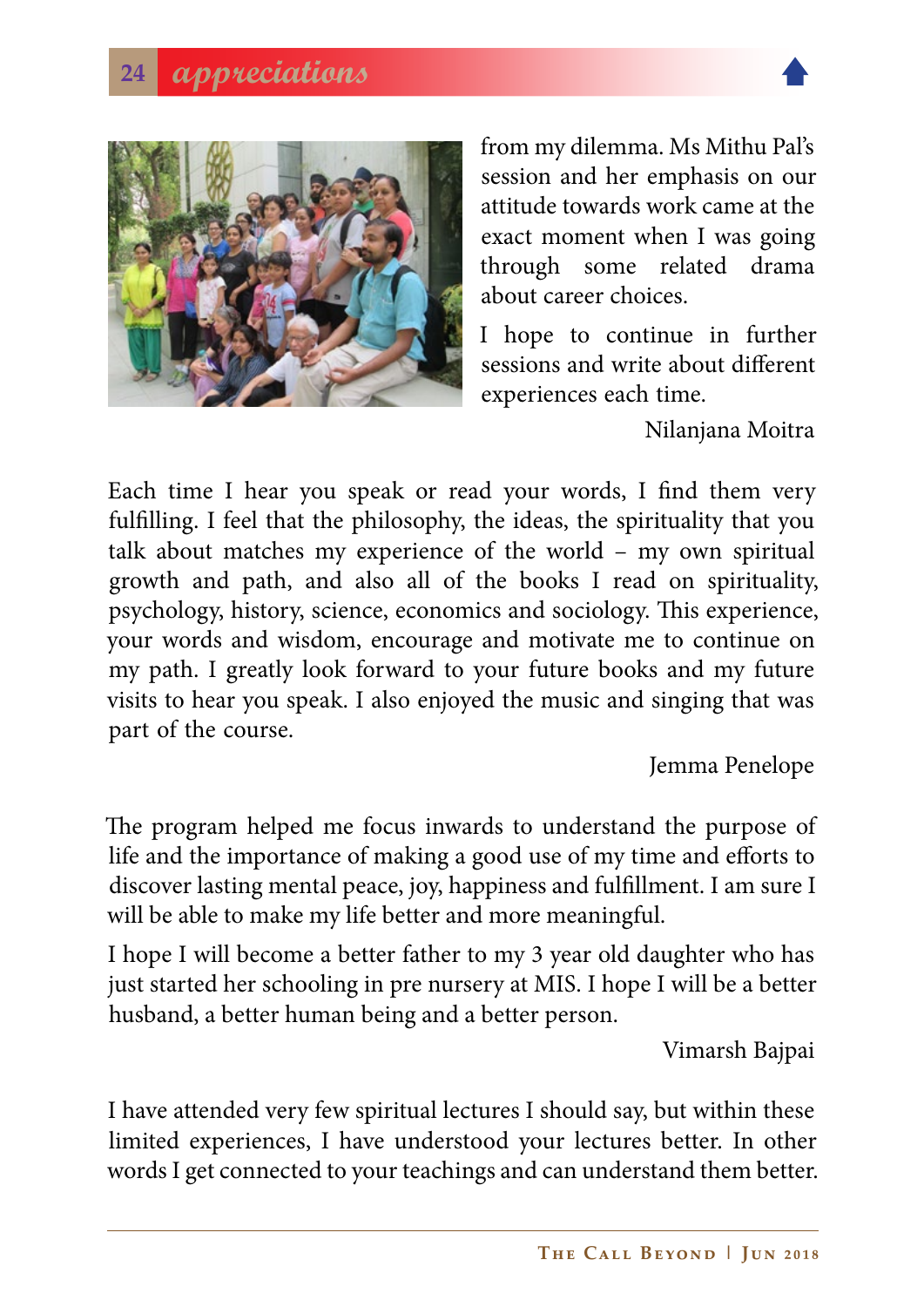from my dilemma. Ms Mithu Pal's session and her emphasis on our attitude towards work came at the exact moment when I was going through some related drama about career choices.

I hope to continue in further sessions and write about different experiences each time.

Nilanjana Moitra

Each time I hear you speak or read your words, I find them very fulfilling. I feel that the philosophy, the ideas, the spirituality that you talk about matches my experience of the world – my own spiritual growth and path, and also all of the books I read on spirituality, psychology, history, science, economics and sociology. This experience, your words and wisdom, encourage and motivate me to continue on my path. I greatly look forward to your future books and my future visits to hear you speak. I also enjoyed the music and singing that was part of the course.

Jemma Penelope

The program helped me focus inwards to understand the purpose of life and the importance of making a good use of my time and efforts to discover lasting mental peace, joy, happiness and fulfillment. I am sure I will be able to make my life better and more meaningful.

I hope I will become a better father to my 3 year old daughter who has just started her schooling in pre nursery at MIS. I hope I will be a better husband, a better human being and a better person.

Vimarsh Bajpai

I have attended very few spiritual lectures I should say, but within these limited experiences, I have understood your lectures better. In other words I get connected to your teachings and can understand them better.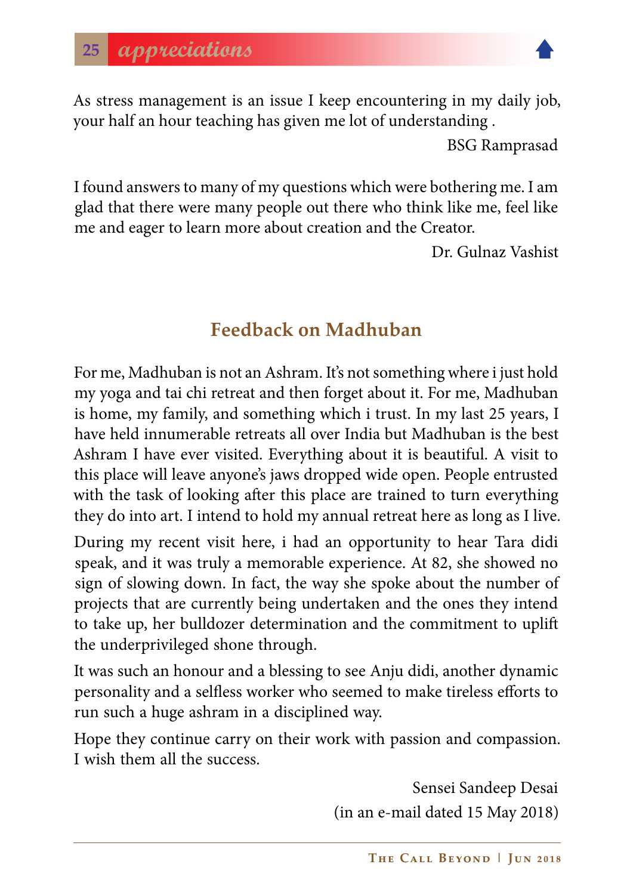As stress management is an issue I keep encountering in my daily job, your half an hour teaching has given me lot of understanding .

BSG Ramprasad

I found answers to many of my questions which were bothering me. I am glad that there were many people out there who think like me, feel like me and eager to learn more about creation and the Creator.

Dr. Gulnaz Vashist

## Feedback on Madhuban

For me, Madhuban is not an Ashram. It's not something where i just hold my yoga and tai chi retreat and then forget about it. For me, Madhuban is home, my family, and something which i trust. In my last 25 years, I have held innumerable retreats all over India but Madhuban is the best Ashram I have ever visited. Everything about it is beautiful. A visit to this place will leave anyone's jaws dropped wide open. People entrusted with the task of looking after this place are trained to turn everything they do into art. I intend to hold my annual retreat here as long as I live.

During my recent visit here, i had an opportunity to hear Tara didi speak, and it was truly a memorable experience. At 82, she showed no sign of slowing down. In fact, the way she spoke about the number of projects that are currently being undertaken and the ones they intend to take up, her bulldozer determination and the commitment to uplift the underprivileged shone through.

It was such an honour and a blessing to see Anju didi, another dynamic personality and a selfless worker who seemed to make tireless efforts to run such a huge ashram in a disciplined way.

Hope they continue carry on their work with passion and compassion. I wish them all the success.

Sensei Sandeep Desai
(in an e-mail dated 15 May 2018)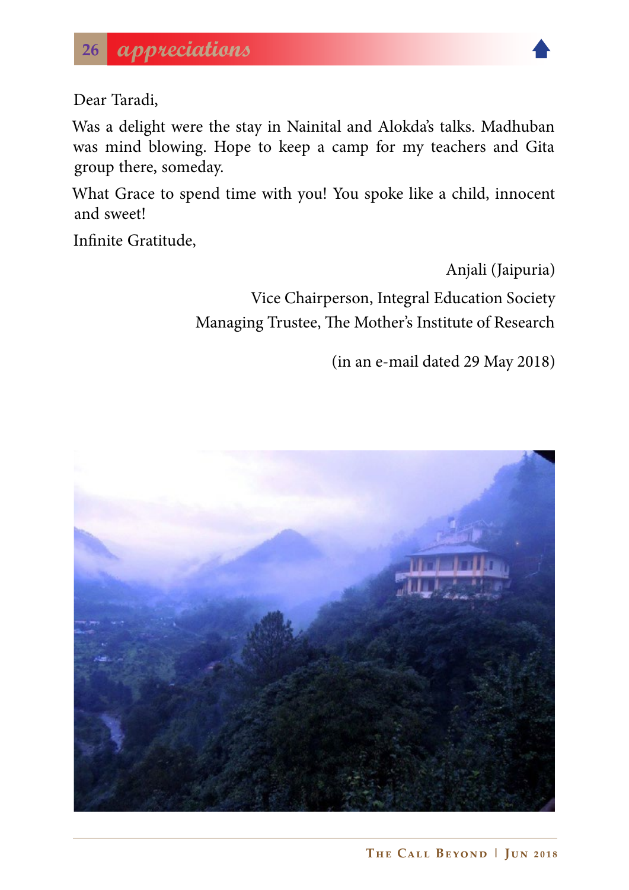## appreciations

Dear Taradi,

Was a delight were the stay in Nainital and Alokda's talks. Madhuban was mind blowing. Hope to keep a camp for my teachers and Gita group there, someday.

What Grace to spend time with you! You spoke like a child, innocent and sweet!

Infinite Gratitude,

Anjali (Jaipuria)

Vice Chairperson, Integral Education Society
Managing Trustee, The Mother's Institute of Research

(in an e-mail dated 29 May 2018)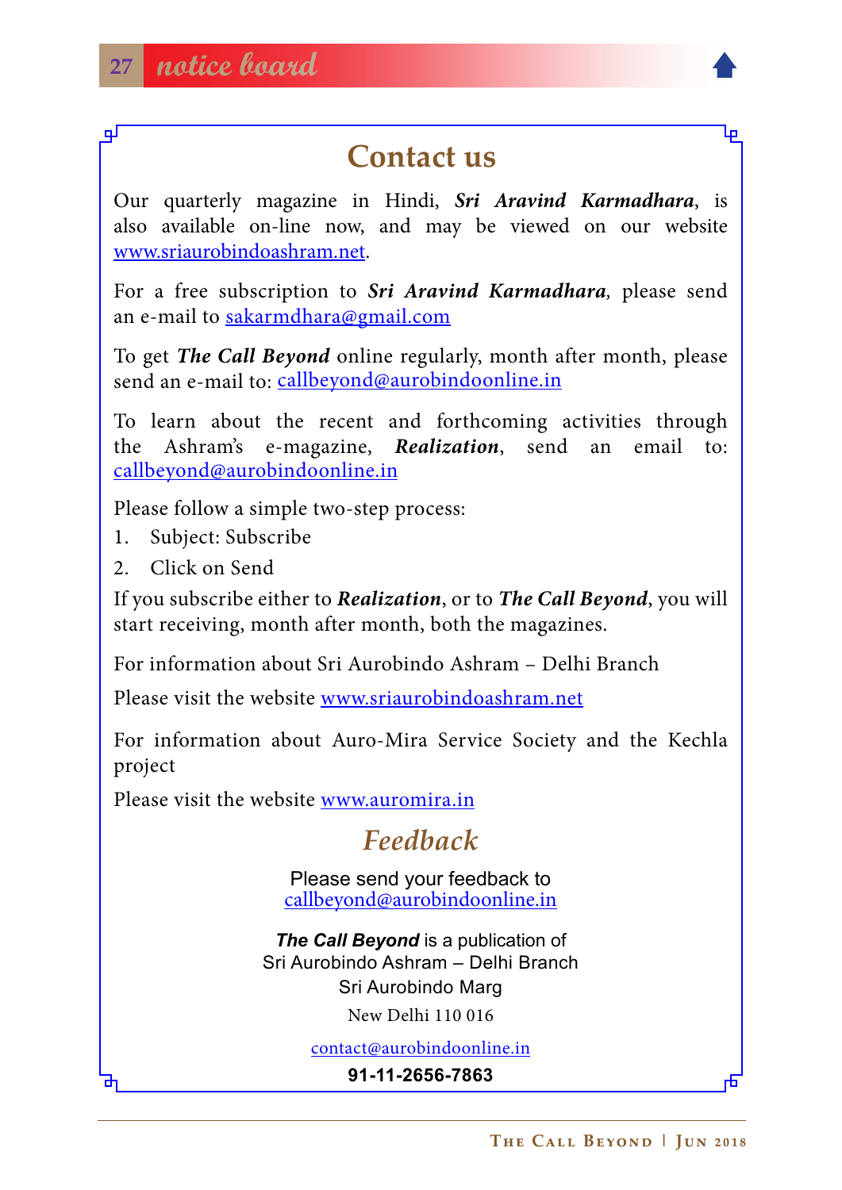# Contact us

Our quarterly magazine in Hindi, ***Sri Aravind Karmadhara***, is also available on-line now, and may be viewed on our website www.sriaurobindoashram.net.

For a free subscription to ***Sri Aravind Karmadhara***, please send an e-mail to sakarmdhara@gmail.com

To get ***The Call Beyond*** online regularly, month after month, please send an e-mail to: callbeyond@aurobindoonline.in

To learn about the recent and forthcoming activities through the Ashram's e-magazine, ***Realization***, send an email to: callbeyond@aurobindoonline.in

Please follow a simple two-step process:

1. Subject: Subscribe
2. Click on Send

If you subscribe either to ***Realization***, or to ***The Call Beyond***, you will start receiving, month after month, both the magazines.

For information about Sri Aurobindo Ashram – Delhi Branch

Please visit the website www.sriaurobindoashram.net

For information about Auro-Mira Service Society and the Kechla project

Please visit the website www.auromira.in

## *Feedback*

Please send your feedback to
callbeyond@aurobindoonline.in

***The Call Beyond*** is a publication of
Sri Aurobindo Ashram – Delhi Branch
Sri Aurobindo Marg
New Delhi 110 016

contact@aurobindoonline.in

**91-11-2656-7863**